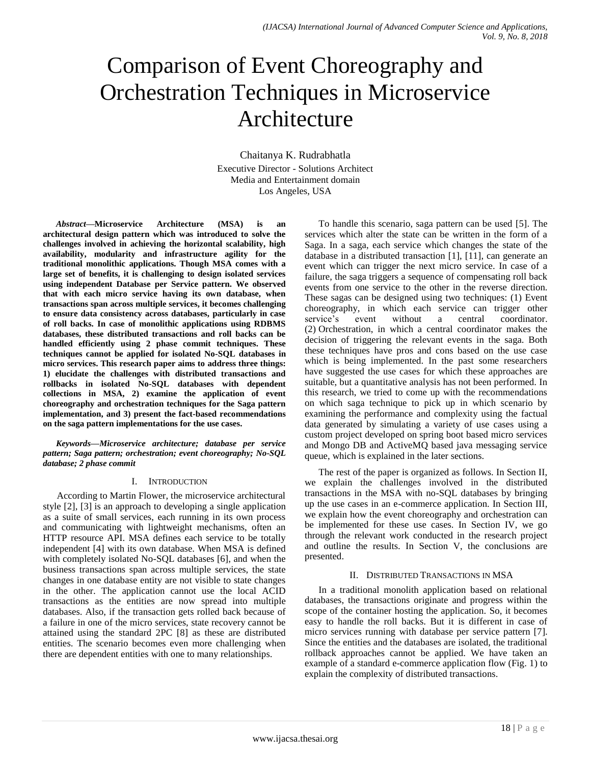# Comparison of Event Choreography and Orchestration Techniques in Microservice Architecture

Chaitanya K. Rudrabhatla
Executive Director - Solutions Architect
Media and Entertainment domain
Los Angeles, USA

***Abstract*—Microservice Architecture (MSA) is an architectural design pattern which was introduced to solve the challenges involved in achieving the horizontal scalability, high availability, modularity and infrastructure agility for the traditional monolithic applications. Though MSA comes with a large set of benefits, it is challenging to design isolated services using independent Database per Service pattern. We observed that with each micro service having its own database, when transactions span across multiple services, it becomes challenging to ensure data consistency across databases, particularly in case of roll backs. In case of monolithic applications using RDBMS databases, these distributed transactions and roll backs can be handled efficiently using 2 phase commit techniques. These techniques cannot be applied for isolated No-SQL databases in micro services. This research paper aims to address three things: 1) elucidate the challenges with distributed transactions and rollbacks in isolated No-SQL databases with dependent collections in MSA, 2) examine the application of event choreography and orchestration techniques for the Saga pattern implementation, and 3) present the fact-based recommendations on the saga pattern implementations for the use cases.**

***Keywords—Microservice architecture; database per service pattern; Saga pattern; orchestration; event choreography; No-SQL database; 2 phase commit***

## I. Introduction

According to Martin Flower, the microservice architectural style [2], [3] is an approach to developing a single application as a suite of small services, each running in its own process and communicating with lightweight mechanisms, often an HTTP resource API. MSA defines each service to be totally independent [4] with its own database. When MSA is defined with completely isolated No-SQL databases [6], and when the business transactions span across multiple services, the state changes in one database entity are not visible to state changes in the other. The application cannot use the local ACID transactions as the entities are now spread into multiple databases. Also, if the transaction gets rolled back because of a failure in one of the micro services, state recovery cannot be attained using the standard 2PC [8] as these are distributed entities. The scenario becomes even more challenging when there are dependent entities with one to many relationships.

To handle this scenario, saga pattern can be used [5]. The services which alter the state can be written in the form of a Saga. In a saga, each service which changes the state of the database in a distributed transaction [1], [11], can generate an event which can trigger the next micro service. In case of a failure, the saga triggers a sequence of compensating roll back events from one service to the other in the reverse direction. These sagas can be designed using two techniques: (1) Event choreography, in which each service can trigger other service's event without a central coordinator. (2) Orchestration, in which a central coordinator makes the decision of triggering the relevant events in the saga. Both these techniques have pros and cons based on the use case which is being implemented. In the past some researchers have suggested the use cases for which these approaches are suitable, but a quantitative analysis has not been performed. In this research, we tried to come up with the recommendations on which saga technique to pick up in which scenario by examining the performance and complexity using the factual data generated by simulating a variety of use cases using a custom project developed on spring boot based micro services and Mongo DB and ActiveMQ based java messaging service queue, which is explained in the later sections.

The rest of the paper is organized as follows. In Section II, we explain the challenges involved in the distributed transactions in the MSA with no-SQL databases by bringing up the use cases in an e-commerce application. In Section III, we explain how the event choreography and orchestration can be implemented for these use cases. In Section IV, we go through the relevant work conducted in the research project and outline the results. In Section V, the conclusions are presented.

## II. Distributed Transactions in MSA

In a traditional monolith application based on relational databases, the transactions originate and progress within the scope of the container hosting the application. So, it becomes easy to handle the roll backs. But it is different in case of micro services running with database per service pattern [7]. Since the entities and the databases are isolated, the traditional rollback approaches cannot be applied. We have taken an example of a standard e-commerce application flow (Fig. 1) to explain the complexity of distributed transactions.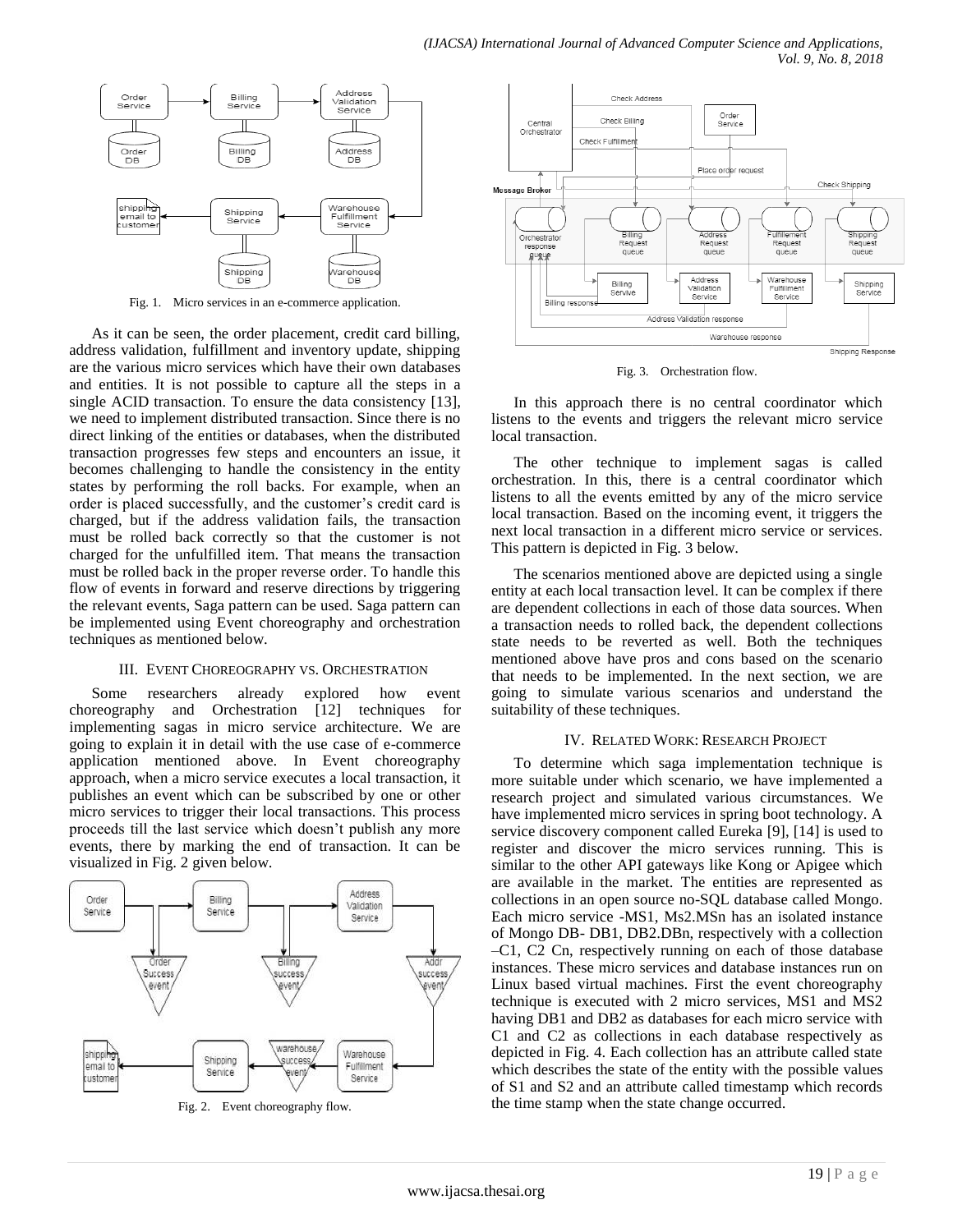Fig. 1. Micro services in an e-commerce application.

As it can be seen, the order placement, credit card billing, address validation, fulfillment and inventory update, shipping are the various micro services which have their own databases and entities. It is not possible to capture all the steps in a single ACID transaction. To ensure the data consistency [13], we need to implement distributed transaction. Since there is no direct linking of the entities or databases, when the distributed transaction progresses few steps and encounters an issue, it becomes challenging to handle the consistency in the entity states by performing the roll backs. For example, when an order is placed successfully, and the customer's credit card is charged, but if the address validation fails, the transaction must be rolled back correctly so that the customer is not charged for the unfulfilled item. That means the transaction must be rolled back in the proper reverse order. To handle this flow of events in forward and reserve directions by triggering the relevant events, Saga pattern can be used. Saga pattern can be implemented using Event choreography and orchestration techniques as mentioned below.

## III. Event Choreography vs. Orchestration

Some researchers already explored how event choreography and Orchestration [12] techniques for implementing sagas in micro service architecture. We are going to explain it in detail with the use case of e-commerce application mentioned above. In Event choreography approach, when a micro service executes a local transaction, it publishes an event which can be subscribed by one or other micro services to trigger their local transactions. This process proceeds till the last service which doesn't publish any more events, there by marking the end of transaction. It can be visualized in Fig. 2 given below.

Fig. 2. Event choreography flow.

Fig. 3. Orchestration flow.

In this approach there is no central coordinator which listens to the events and triggers the relevant micro service local transaction.

The other technique to implement sagas is called orchestration. In this, there is a central coordinator which listens to all the events emitted by any of the micro service local transaction. Based on the incoming event, it triggers the next local transaction in a different micro service or services. This pattern is depicted in Fig. 3 below.

The scenarios mentioned above are depicted using a single entity at each local transaction level. It can be complex if there are dependent collections in each of those data sources. When a transaction needs to rolled back, the dependent collections state needs to be reverted as well. Both the techniques mentioned above have pros and cons based on the scenario that needs to be implemented. In the next section, we are going to simulate various scenarios and understand the suitability of these techniques.

## IV. Related Work: Research Project

To determine which saga implementation technique is more suitable under which scenario, we have implemented a research project and simulated various circumstances. We have implemented micro services in spring boot technology. A service discovery component called Eureka [9], [14] is used to register and discover the micro services running. This is similar to the other API gateways like Kong or Apigee which are available in the market. The entities are represented as collections in an open source no-SQL database called Mongo. Each micro service -MS1, Ms2.MSn has an isolated instance of Mongo DB- DB1, DB2.DBn, respectively with a collection –C1, C2 Cn, respectively running on each of those database instances. These micro services and database instances run on Linux based virtual machines. First the event choreography technique is executed with 2 micro services, MS1 and MS2 having DB1 and DB2 as databases for each micro service with C1 and C2 as collections in each database respectively as depicted in Fig. 4. Each collection has an attribute called state which describes the state of the entity with the possible values of S1 and S2 and an attribute called timestamp which records the time stamp when the state change occurred.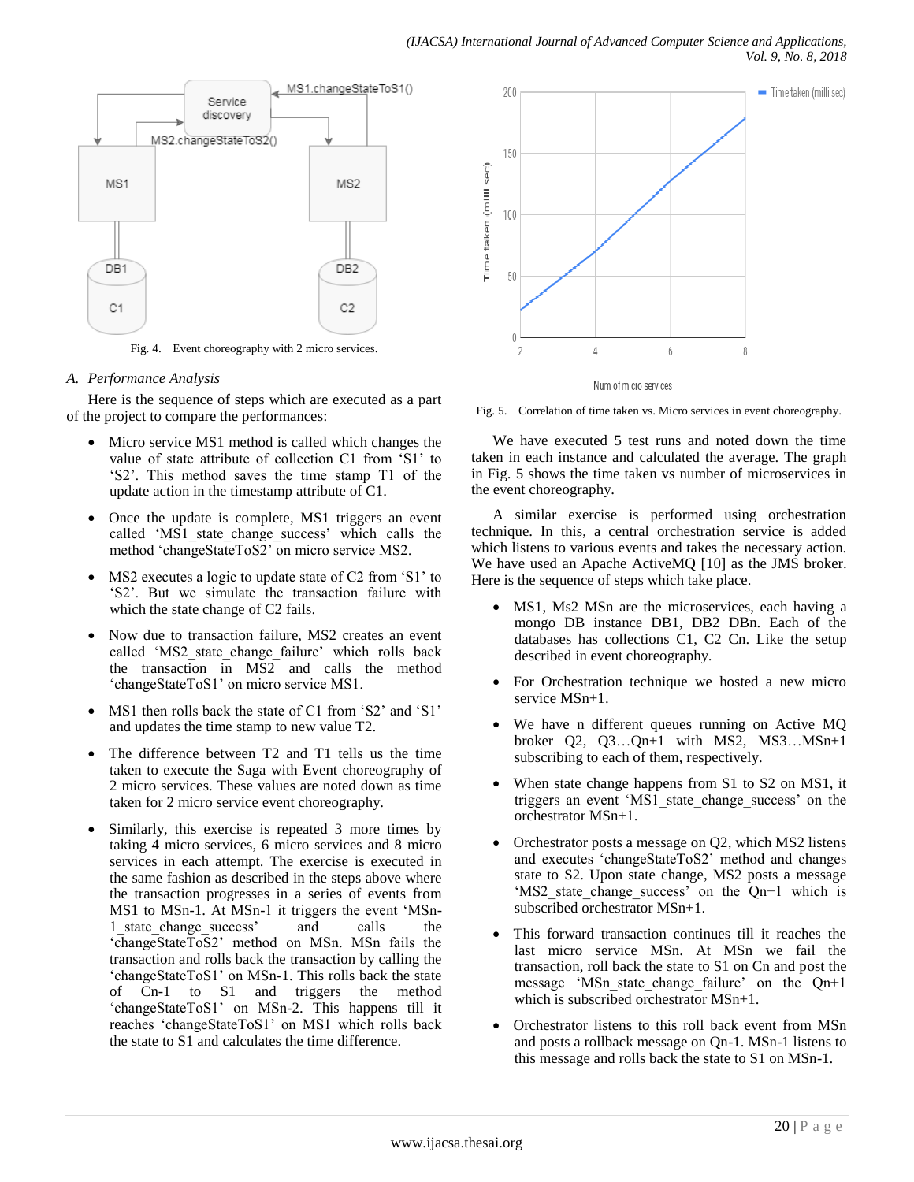Fig. 4. Event choreography with 2 micro services.

### A. Performance Analysis

Here is the sequence of steps which are executed as a part of the project to compare the performances:

- Micro service MS1 method is called which changes the value of state attribute of collection C1 from 'S1' to 'S2'. This method saves the time stamp T1 of the update action in the timestamp attribute of C1.
- Once the update is complete, MS1 triggers an event called 'MS1_state_change_success' which calls the method 'changeStateToS2' on micro service MS2.
- MS2 executes a logic to update state of C2 from 'S1' to 'S2'. But we simulate the transaction failure with which the state change of C2 fails.
- Now due to transaction failure, MS2 creates an event called 'MS2_state_change_failure' which rolls back the transaction in MS2 and calls the method 'changeStateToS1' on micro service MS1.
- MS1 then rolls back the state of C1 from 'S2' and 'S1' and updates the time stamp to new value T2.
- The difference between T2 and T1 tells us the time taken to execute the Saga with Event choreography of 2 micro services. These values are noted down as time taken for 2 micro service event choreography.
- Similarly, this exercise is repeated 3 more times by taking 4 micro services, 6 micro services and 8 micro services in each attempt. The exercise is executed in the same fashion as described in the steps above where the transaction progresses in a series of events from MS1 to MSn-1. At MSn-1 it triggers the event 'MSn-1_state_change_success' and calls the 'changeStateToS2' method on MSn. MSn fails the transaction and rolls back the transaction by calling the 'changeStateToS1' on MSn-1. This rolls back the state of Cn-1 to S1 and triggers the method 'changeStateToS1' on MSn-2. This happens till it reaches 'changeStateToS1' on MS1 which rolls back the state to S1 and calculates the time difference.

Fig. 5. Correlation of time taken vs. Micro services in event choreography.

We have executed 5 test runs and noted down the time taken in each instance and calculated the average. The graph in Fig. 5 shows the time taken vs number of microservices in the event choreography.

A similar exercise is performed using orchestration technique. In this, a central orchestration service is added which listens to various events and takes the necessary action. We have used an Apache ActiveMQ [10] as the JMS broker. Here is the sequence of steps which take place.

- MS1, Ms2 MSn are the microservices, each having a mongo DB instance DB1, DB2 DBn. Each of the databases has collections C1, C2 Cn. Like the setup described in event choreography.
- For Orchestration technique we hosted a new micro service MSn+1.
- We have n different queues running on Active MQ broker Q2, Q3…Qn+1 with MS2, MS3…MSn+1 subscribing to each of them, respectively.
- When state change happens from S1 to S2 on MS1, it triggers an event 'MS1_state_change_success' on the orchestrator MSn+1.
- Orchestrator posts a message on Q2, which MS2 listens and executes 'changeStateToS2' method and changes state to S2. Upon state change, MS2 posts a message 'MS2_state_change_success' on the Qn+1 which is subscribed orchestrator MSn+1.
- This forward transaction continues till it reaches the last micro service MSn. At MSn we fail the transaction, roll back the state to S1 on Cn and post the message 'MSn_state_change_failure' on the Qn+1 which is subscribed orchestrator MSn+1.
- Orchestrator listens to this roll back event from MSn and posts a rollback message on Qn-1. MSn-1 listens to this message and rolls back the state to S1 on MSn-1.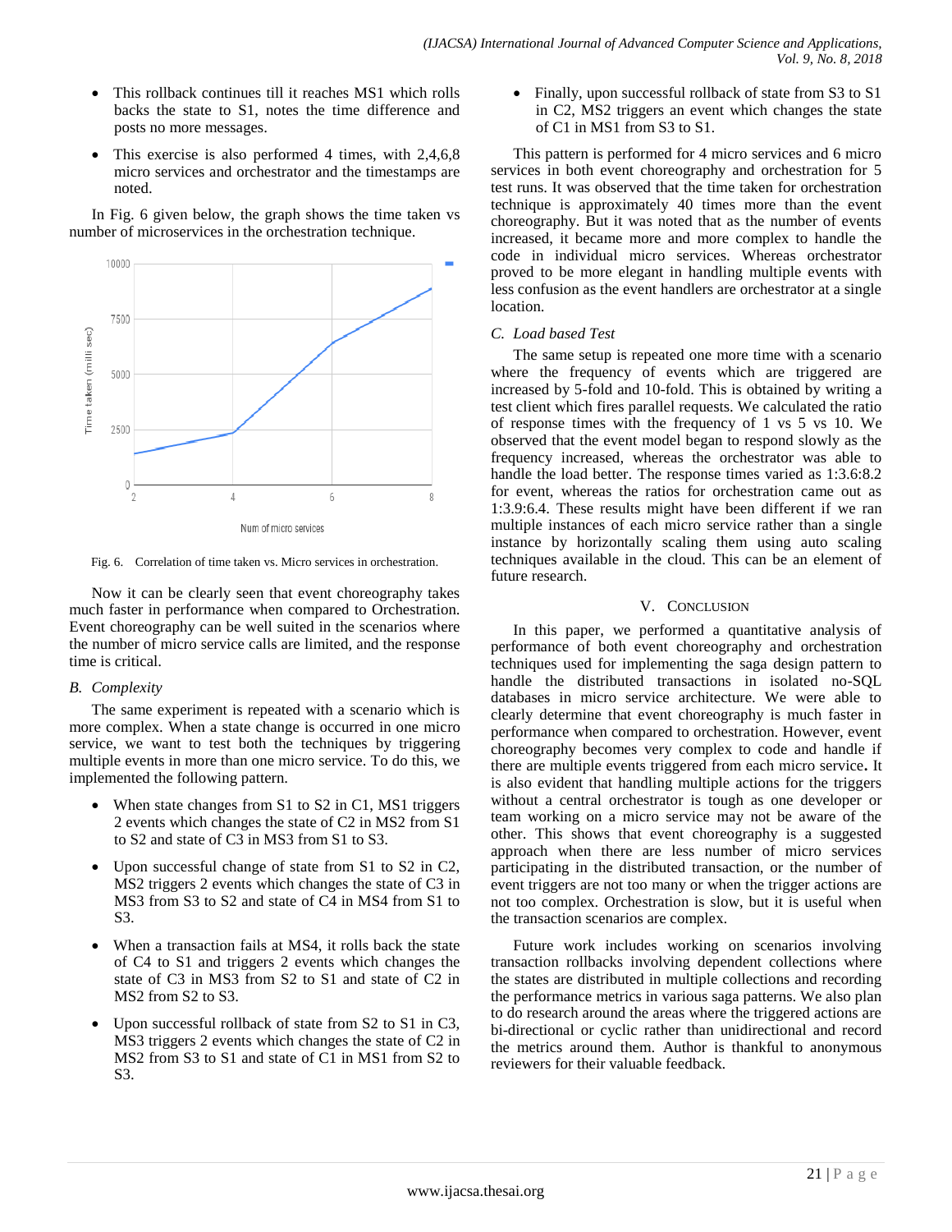- This rollback continues till it reaches MS1 which rolls backs the state to S1, notes the time difference and posts no more messages.
- This exercise is also performed 4 times, with 2,4,6,8 micro services and orchestrator and the timestamps are noted.

In Fig. 6 given below, the graph shows the time taken vs number of microservices in the orchestration technique.

Fig. 6. Correlation of time taken vs. Micro services in orchestration.

Now it can be clearly seen that event choreography takes much faster in performance when compared to Orchestration. Event choreography can be well suited in the scenarios where the number of micro service calls are limited, and the response time is critical.

### *B. Complexity*

The same experiment is repeated with a scenario which is more complex. When a state change is occurred in one micro service, we want to test both the techniques by triggering multiple events in more than one micro service. To do this, we implemented the following pattern.

- When state changes from S1 to S2 in C1, MS1 triggers 2 events which changes the state of C2 in MS2 from S1 to S2 and state of C3 in MS3 from S1 to S3.
- Upon successful change of state from S1 to S2 in C2, MS2 triggers 2 events which changes the state of C3 in MS3 from S3 to S2 and state of C4 in MS4 from S1 to S3.
- When a transaction fails at MS4, it rolls back the state of C4 to S1 and triggers 2 events which changes the state of C3 in MS3 from S2 to S1 and state of C2 in MS2 from S2 to S3.
- Upon successful rollback of state from S2 to S1 in C3, MS3 triggers 2 events which changes the state of C2 in MS2 from S3 to S1 and state of C1 in MS1 from S2 to S3.
- Finally, upon successful rollback of state from S3 to S1 in C2, MS2 triggers an event which changes the state of C1 in MS1 from S3 to S1.

This pattern is performed for 4 micro services and 6 micro services in both event choreography and orchestration for 5 test runs. It was observed that the time taken for orchestration technique is approximately 40 times more than the event choreography. But it was noted that as the number of events increased, it became more and more complex to handle the code in individual micro services. Whereas orchestrator proved to be more elegant in handling multiple events with less confusion as the event handlers are orchestrator at a single location.

### *C. Load based Test*

The same setup is repeated one more time with a scenario where the frequency of events which are triggered are increased by 5-fold and 10-fold. This is obtained by writing a test client which fires parallel requests. We calculated the ratio of response times with the frequency of 1 vs 5 vs 10. We observed that the event model began to respond slowly as the frequency increased, whereas the orchestrator was able to handle the load better. The response times varied as 1:3.6:8.2 for event, whereas the ratios for orchestration came out as 1:3.9:6.4. These results might have been different if we ran multiple instances of each micro service rather than a single instance by horizontally scaling them using auto scaling techniques available in the cloud. This can be an element of future research.

## V. Conclusion

In this paper, we performed a quantitative analysis of performance of both event choreography and orchestration techniques used for implementing the saga design pattern to handle the distributed transactions in isolated no-SQL databases in micro service architecture. We were able to clearly determine that event choreography is much faster in performance when compared to orchestration. However, event choreography becomes very complex to code and handle if there are multiple events triggered from each micro service**.** It is also evident that handling multiple actions for the triggers without a central orchestrator is tough as one developer or team working on a micro service may not be aware of the other. This shows that event choreography is a suggested approach when there are less number of micro services participating in the distributed transaction, or the number of event triggers are not too many or when the trigger actions are not too complex. Orchestration is slow, but it is useful when the transaction scenarios are complex.

Future work includes working on scenarios involving transaction rollbacks involving dependent collections where the states are distributed in multiple collections and recording the performance metrics in various saga patterns. We also plan to do research around the areas where the triggered actions are bi-directional or cyclic rather than unidirectional and record the metrics around them. Author is thankful to anonymous reviewers for their valuable feedback.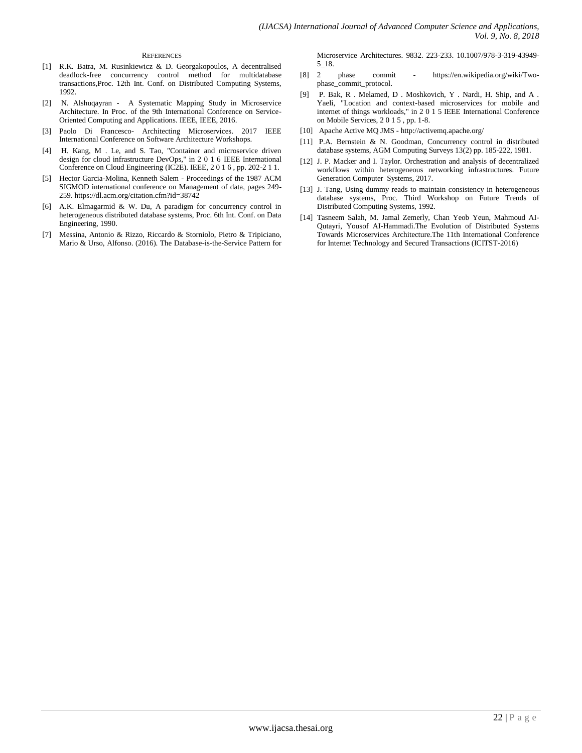## REFERENCES

[1] R.K. Batra, M. Rusinkiewicz & D. Georgakopoulos, A decentralised deadlock-free concurrency control method for multidatabase transactions,Proc. 12th Int. Conf. on Distributed Computing Systems, 1992.

[2] N. Alshuqayran - A Systematic Mapping Study in Microservice Architecture. In Proc. of the 9th International Conference on Service-Oriented Computing and Applications. IEEE, IEEE, 2016.

[3] Paolo Di Francesco- Architecting Microservices. 2017 IEEE International Conference on Software Architecture Workshops.

[4] H. Kang, M . Le, and S. Tao, "Container and microservice driven design for cloud infrastructure DevOps," in 2 0 1 6 IEEE International Conference on Cloud Engineering (IC2E). IEEE, 2 0 1 6 , pp. 202-2 1 1.

[5] Hector Garcia-Molina, Kenneth Salem - Proceedings of the 1987 ACM SIGMOD international conference on Management of data, pages 249-259. https://dl.acm.org/citation.cfm?id=38742

[6] A.K. Elmagarmid & W. Du, A paradigm for concurrency control in heterogeneous distributed database systems, Proc. 6th Int. Conf. on Data Engineering, 1990.

[7] Messina, Antonio & Rizzo, Riccardo & Storniolo, Pietro & Tripiciano, Mario & Urso, Alfonso. (2016). The Database-is-the-Service Pattern for Microservice Architectures. 9832. 223-233. 10.1007/978-3-319-43949-5_18.

[8] 2 phase commit - https://en.wikipedia.org/wiki/Two-phase_commit_protocol.

[9] P. Bak, R . Melamed, D . Moshkovich, Y . Nardi, H. Ship, and A . Yaeli, "Location and context-based microservices for mobile and internet of things workloads," in 2 0 1 5 IEEE International Conference on Mobile Services, 2 0 1 5 , pp. 1-8.

[10] Apache Active MQ JMS - http://activemq.apache.org/

[11] P.A. Bernstein & N. Goodman, Concurrency control in distributed database systems, AGM Computing Surveys 13(2) pp. 185-222, 1981.

[12] J. P. Macker and I. Taylor. Orchestration and analysis of decentralized workflows within heterogeneous networking infrastructures. Future Generation Computer Systems, 2017.

[13] J. Tang, Using dummy reads to maintain consistency in heterogeneous database systems, Proc. Third Workshop on Future Trends of Distributed Computing Systems, 1992.

[14] Tasneem Salah, M. Jamal Zemerly, Chan Yeob Yeun, Mahmoud AI-Qutayri, Yousof AI-Hammadi.The Evolution of Distributed Systems Towards Microservices Architecture.The 11th International Conference for Internet Technology and Secured Transactions (ICITST-2016)